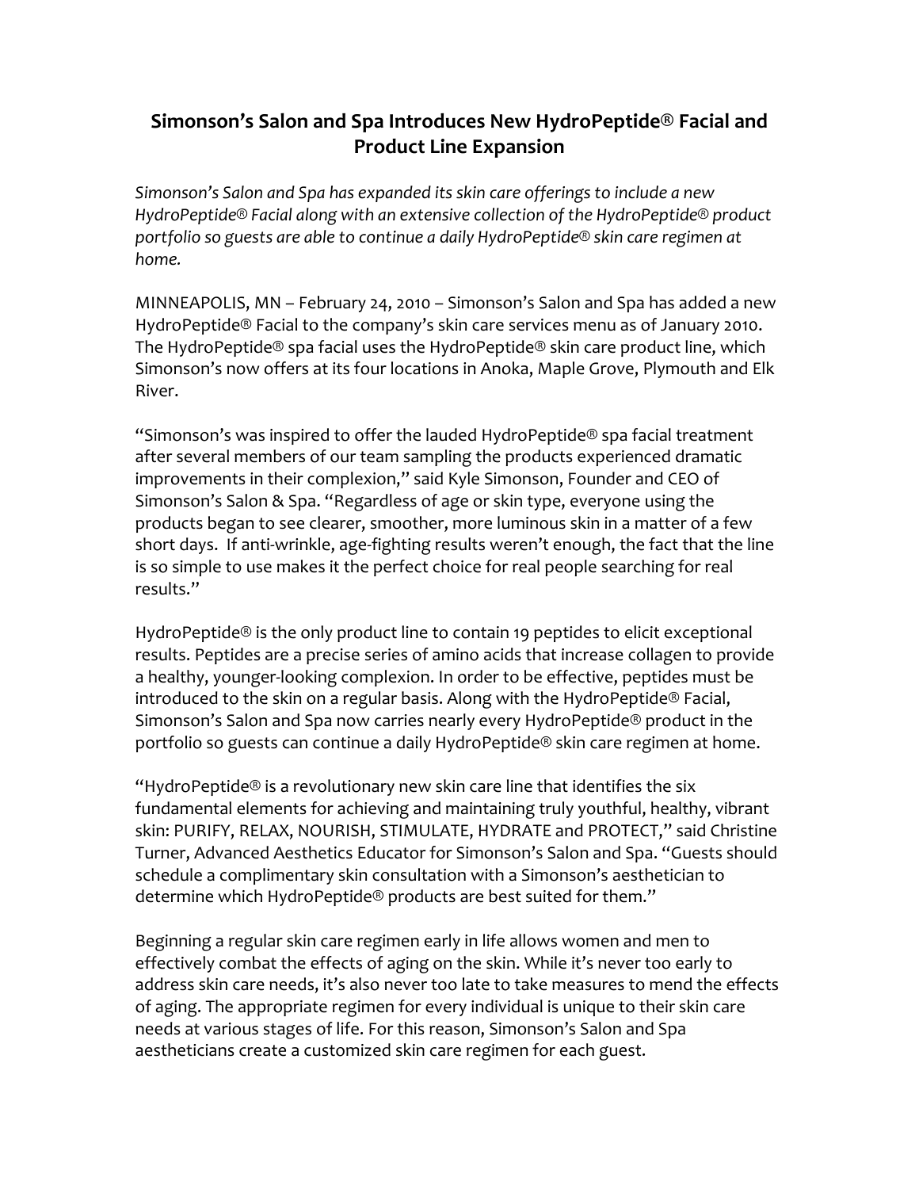# Simonson's Salon and Spa Introduces New HydroPeptide® Facial and Product Line Expansion

*Simonson's Salon and Spa has expanded its skin care offerings to include a new HydroPeptide® Facial along with an extensive collection of the HydroPeptide® product portfolio so guests are able to continue a daily HydroPeptide® skin care regimen at home.*

MINNEAPOLIS, MN – February 24, 2010 – Simonson's Salon and Spa has added a new HydroPeptide® Facial to the company's skin care services menu as of January 2010. The HydroPeptide® spa facial uses the HydroPeptide® skin care product line, which Simonson's now offers at its four locations in Anoka, Maple Grove, Plymouth and Elk River.

"Simonson's was inspired to offer the lauded HydroPeptide® spa facial treatment after several members of our team sampling the products experienced dramatic improvements in their complexion," said Kyle Simonson, Founder and CEO of Simonson's Salon & Spa. "Regardless of age or skin type, everyone using the products began to see clearer, smoother, more luminous skin in a matter of a few short days. If anti-wrinkle, age-fighting results weren't enough, the fact that the line is so simple to use makes it the perfect choice for real people searching for real results."

HydroPeptide® is the only product line to contain 19 peptides to elicit exceptional results. Peptides are a precise series of amino acids that increase collagen to provide a healthy, younger-looking complexion. In order to be effective, peptides must be introduced to the skin on a regular basis. Along with the HydroPeptide® Facial, Simonson's Salon and Spa now carries nearly every HydroPeptide® product in the portfolio so guests can continue a daily HydroPeptide® skin care regimen at home.

"HydroPeptide® is a revolutionary new skin care line that identifies the six fundamental elements for achieving and maintaining truly youthful, healthy, vibrant skin: PURIFY, RELAX, NOURISH, STIMULATE, HYDRATE and PROTECT," said Christine Turner, Advanced Aesthetics Educator for Simonson's Salon and Spa. "Guests should schedule a complimentary skin consultation with a Simonson's aesthetician to determine which HydroPeptide® products are best suited for them."

Beginning a regular skin care regimen early in life allows women and men to effectively combat the effects of aging on the skin. While it's never too early to address skin care needs, it's also never too late to take measures to mend the effects of aging. The appropriate regimen for every individual is unique to their skin care needs at various stages of life. For this reason, Simonson's Salon and Spa aestheticians create a customized skin care regimen for each guest.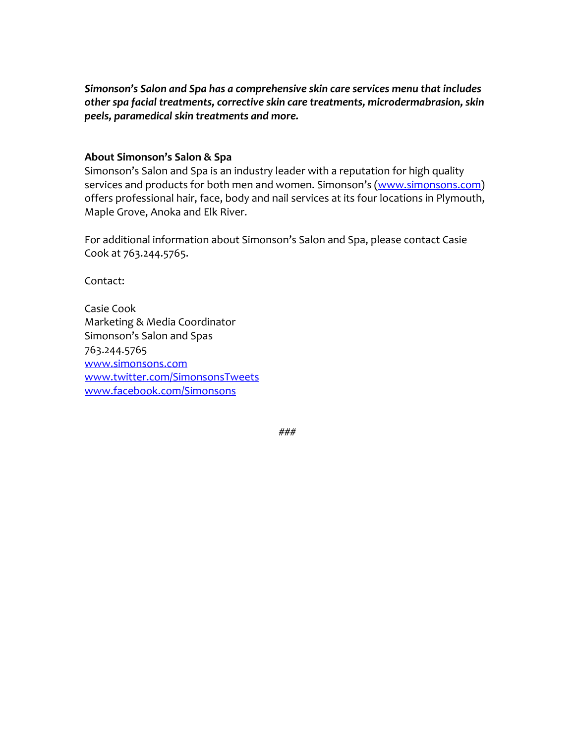***Simonson's Salon and Spa has a comprehensive skin care services menu that includes other spa facial treatments, corrective skin care treatments, microdermabrasion, skin peels, paramedical skin treatments and more.***

**About Simonson's Salon & Spa**

Simonson's Salon and Spa is an industry leader with a reputation for high quality services and products for both men and women. Simonson's (www.simonsons.com) offers professional hair, face, body and nail services at its four locations in Plymouth, Maple Grove, Anoka and Elk River.

For additional information about Simonson's Salon and Spa, please contact Casie Cook at 763.244.5765.

Contact:

Casie Cook  
Marketing & Media Coordinator  
Simonson's Salon and Spas  
763.244.5765  
www.simonsons.com  
www.twitter.com/SimonsonsTweets  
www.facebook.com/Simonsons

###